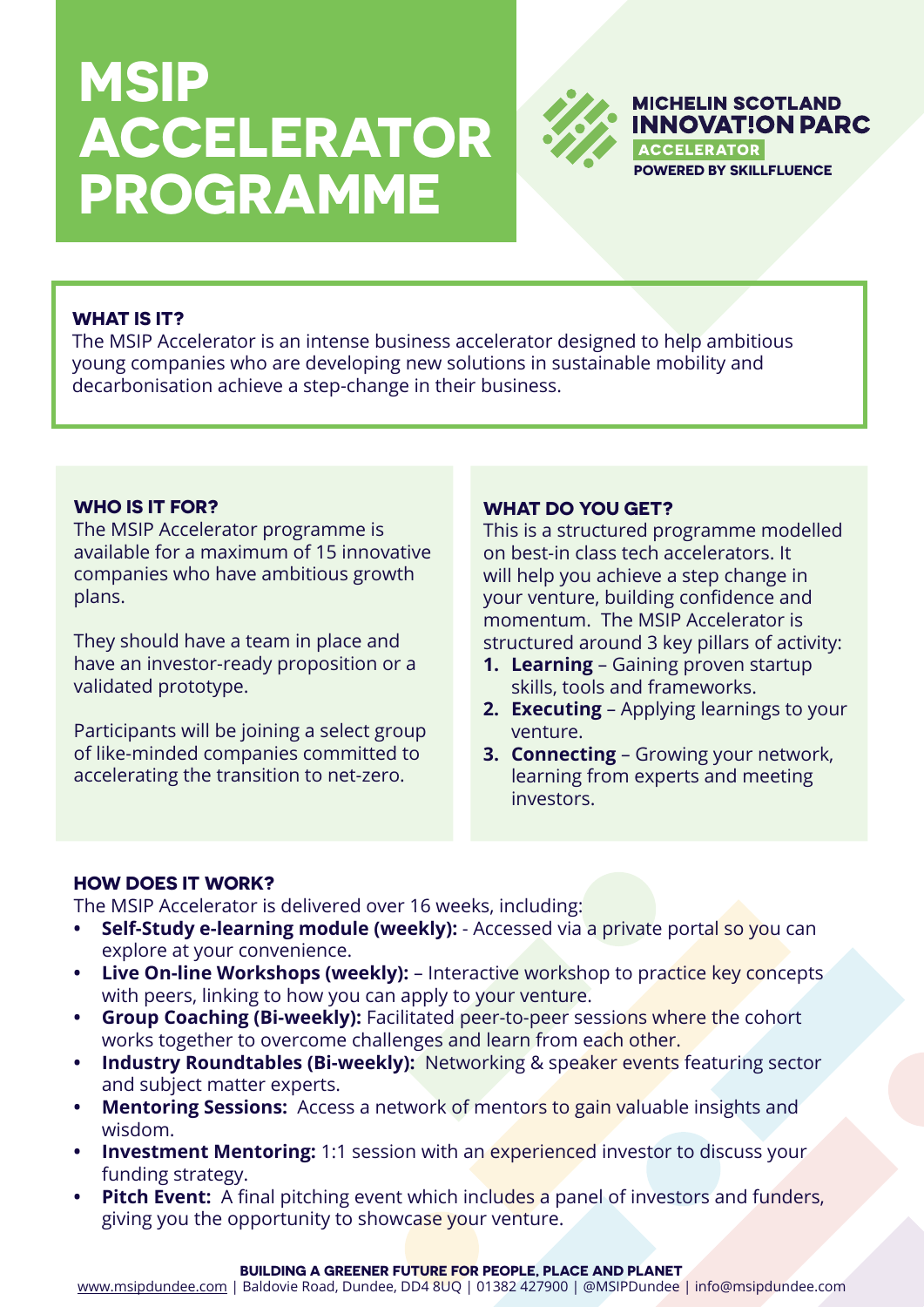# MSIP ACCELERATOR PROGRAMME

MICHELIN SCOTLAND
INNOVAT!ON PARC
ACCELERATOR
POWERED BY SKILLFLUENCE

### WHAT IS IT?

The MSIP Accelerator is an intense business accelerator designed to help ambitious young companies who are developing new solutions in sustainable mobility and decarbonisation achieve a step-change in their business.

### WHO IS IT FOR?

The MSIP Accelerator programme is available for a maximum of 15 innovative companies who have ambitious growth plans.

They should have a team in place and have an investor-ready proposition or a validated prototype.

Participants will be joining a select group of like-minded companies committed to accelerating the transition to net-zero.

### WHAT DO YOU GET?

This is a structured programme modelled on best-in class tech accelerators. It will help you achieve a step change in your venture, building confidence and momentum. The MSIP Accelerator is structured around 3 key pillars of activity:

1. **Learning** – Gaining proven startup skills, tools and frameworks.
2. **Executing** – Applying learnings to your venture.
3. **Connecting** – Growing your network, learning from experts and meeting investors.

### HOW DOES IT WORK?

The MSIP Accelerator is delivered over 16 weeks, including:

- **Self-Study e-learning module (weekly):** - Accessed via a private portal so you can explore at your convenience.
- **Live On-line Workshops (weekly):** – Interactive workshop to practice key concepts with peers, linking to how you can apply to your venture.
- **Group Coaching (Bi-weekly):** Facilitated peer-to-peer sessions where the cohort works together to overcome challenges and learn from each other.
- **Industry Roundtables (Bi-weekly):** Networking & speaker events featuring sector and subject matter experts.
- **Mentoring Sessions:** Access a network of mentors to gain valuable insights and wisdom.
- **Investment Mentoring:** 1:1 session with an experienced investor to discuss your funding strategy.
- **Pitch Event:** A final pitching event which includes a panel of investors and funders, giving you the opportunity to showcase your venture.

**BUILDING A GREENER FUTURE FOR PEOPLE, PLACE AND PLANET**

www.msipdundee.com | Baldovie Road, Dundee, DD4 8UQ | 01382 427900 | @MSIPDundee | info@msipdundee.com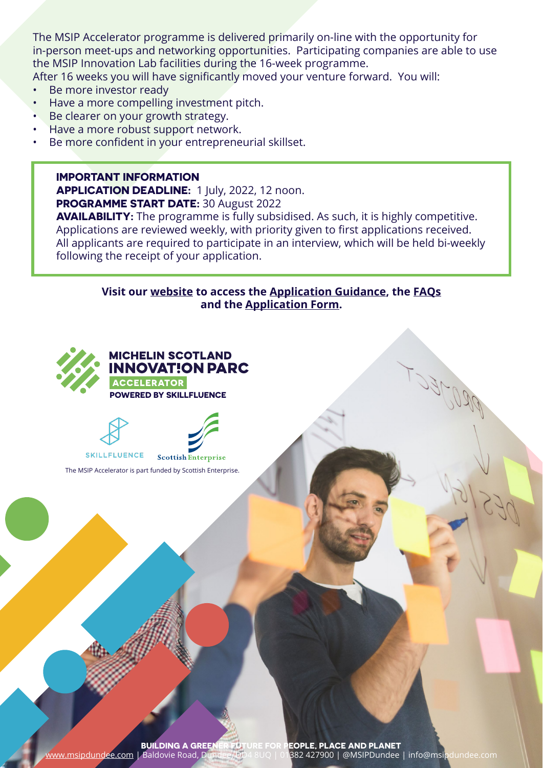The MSIP Accelerator programme is delivered primarily on-line with the opportunity for in-person meet-ups and networking opportunities. Participating companies are able to use the MSIP Innovation Lab facilities during the 16-week programme.

After 16 weeks you will have significantly moved your venture forward. You will:

- Be more investor ready
- Have a more compelling investment pitch.
- Be clearer on your growth strategy.
- Have a more robust support network.
- Be more confident in your entrepreneurial skillset.

**IMPORTANT INFORMATION**

**APPLICATION DEADLINE:** 1 July, 2022, 12 noon.

**PROGRAMME START DATE:** 30 August 2022

**AVAILABILITY:** The programme is fully subsidised. As such, it is highly competitive. Applications are reviewed weekly, with priority given to first applications received. All applicants are required to participate in an interview, which will be held bi-weekly following the receipt of your application.

**Visit our website to access the Application Guidance, the FAQs and the Application Form.**

MICHELIN SCOTLAND INNOVAT!ON PARC ACCELERATOR POWERED BY SKILLFLUENCE

SKILLFLUENCE

Scottish Enterprise

The MSIP Accelerator is part funded by Scottish Enterprise.

**BUILDING A GREENER FUTURE FOR PEOPLE, PLACE AND PLANET**

www.msipdundee.com | Baldovie Road, Dundee, DD4 8UQ | 01382 427900 | @MSIPDundee | info@msipdundee.com